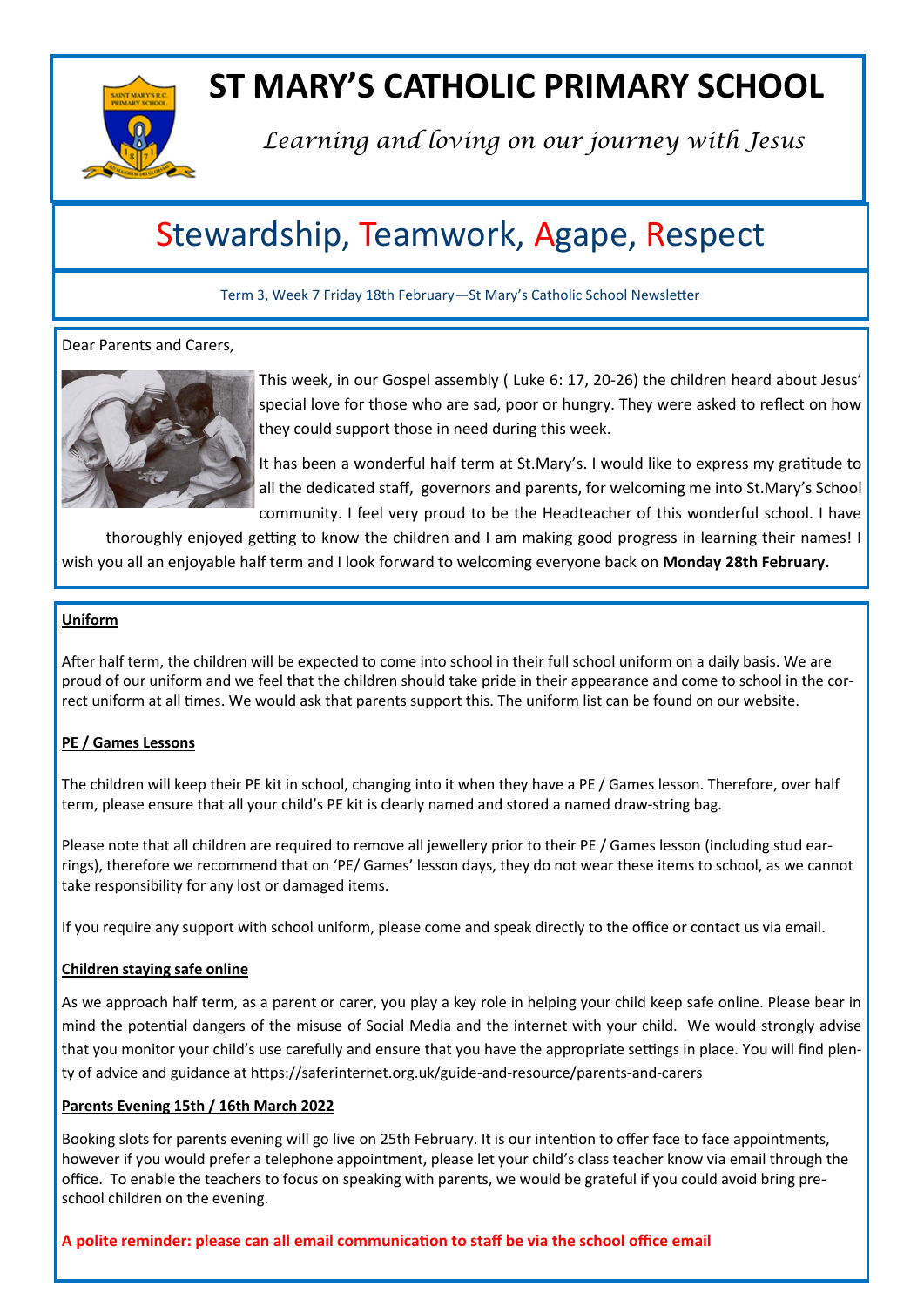# ST MARY'S CATHOLIC PRIMARY SCHOOL

*Learning and loving on our journey with Jesus*

## Stewardship, Teamwork, Agape, Respect

Term 3, Week 7 Friday 18th February—St Mary's Catholic School Newsletter

Dear Parents and Carers,

This week, in our Gospel assembly ( Luke 6: 17, 20-26) the children heard about Jesus' special love for those who are sad, poor or hungry. They were asked to reflect on how they could support those in need during this week.

It has been a wonderful half term at St.Mary's. I would like to express my gratitude to all the dedicated staff, governors and parents, for welcoming me into St.Mary's School community. I feel very proud to be the Headteacher of this wonderful school. I have thoroughly enjoyed getting to know the children and I am making good progress in learning their names! I wish you all an enjoyable half term and I look forward to welcoming everyone back on **Monday 28th February.**

**Uniform**

After half term, the children will be expected to come into school in their full school uniform on a daily basis. We are proud of our uniform and we feel that the children should take pride in their appearance and come to school in the correct uniform at all times. We would ask that parents support this. The uniform list can be found on our website.

**PE / Games Lessons**

The children will keep their PE kit in school, changing into it when they have a PE / Games lesson. Therefore, over half term, please ensure that all your child's PE kit is clearly named and stored a named draw-string bag.

Please note that all children are required to remove all jewellery prior to their PE / Games lesson (including stud earrings), therefore we recommend that on 'PE/ Games' lesson days, they do not wear these items to school, as we cannot take responsibility for any lost or damaged items.

If you require any support with school uniform, please come and speak directly to the office or contact us via email.

**Children staying safe online**

As we approach half term, as a parent or carer, you play a key role in helping your child keep safe online. Please bear in mind the potential dangers of the misuse of Social Media and the internet with your child. We would strongly advise that you monitor your child's use carefully and ensure that you have the appropriate settings in place. You will find plenty of advice and guidance at https://saferinternet.org.uk/guide-and-resource/parents-and-carers

**Parents Evening 15th / 16th March 2022**

Booking slots for parents evening will go live on 25th February. It is our intention to offer face to face appointments, however if you would prefer a telephone appointment, please let your child's class teacher know via email through the office. To enable the teachers to focus on speaking with parents, we would be grateful if you could avoid bring pre-school children on the evening.

**A polite reminder: please can all email communication to staff be via the school office email**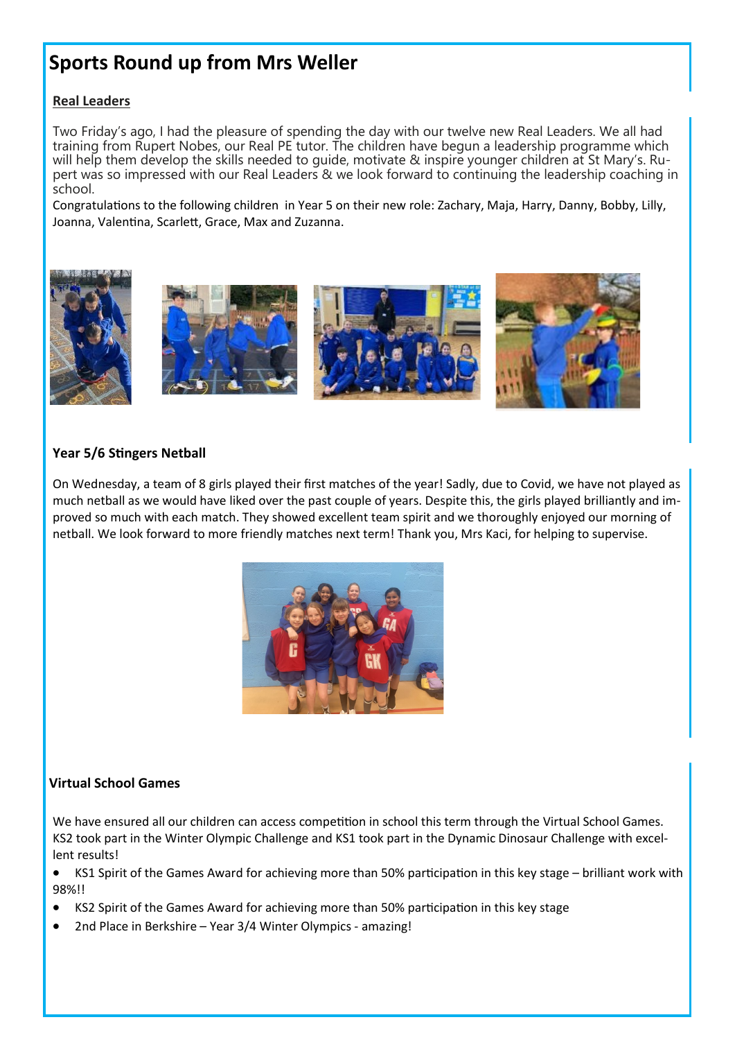# Sports Round up from Mrs Weller

## Real Leaders

Two Friday's ago, I had the pleasure of spending the day with our twelve new Real Leaders. We all had training from Rupert Nobes, our Real PE tutor. The children have begun a leadership programme which will help them develop the skills needed to guide, motivate & inspire younger children at St Mary's. Rupert was so impressed with our Real Leaders & we look forward to continuing the leadership coaching in school.

Congratulations to the following children in Year 5 on their new role: Zachary, Maja, Harry, Danny, Bobby, Lilly, Joanna, Valentina, Scarlett, Grace, Max and Zuzanna.

## Year 5/6 Stingers Netball

On Wednesday, a team of 8 girls played their first matches of the year! Sadly, due to Covid, we have not played as much netball as we would have liked over the past couple of years. Despite this, the girls played brilliantly and improved so much with each match. They showed excellent team spirit and we thoroughly enjoyed our morning of netball. We look forward to more friendly matches next term! Thank you, Mrs Kaci, for helping to supervise.

## Virtual School Games

We have ensured all our children can access competition in school this term through the Virtual School Games. KS2 took part in the Winter Olympic Challenge and KS1 took part in the Dynamic Dinosaur Challenge with excellent results!

- KS1 Spirit of the Games Award for achieving more than 50% participation in this key stage – brilliant work with 98%!!
- KS2 Spirit of the Games Award for achieving more than 50% participation in this key stage
- 2nd Place in Berkshire – Year 3/4 Winter Olympics - amazing!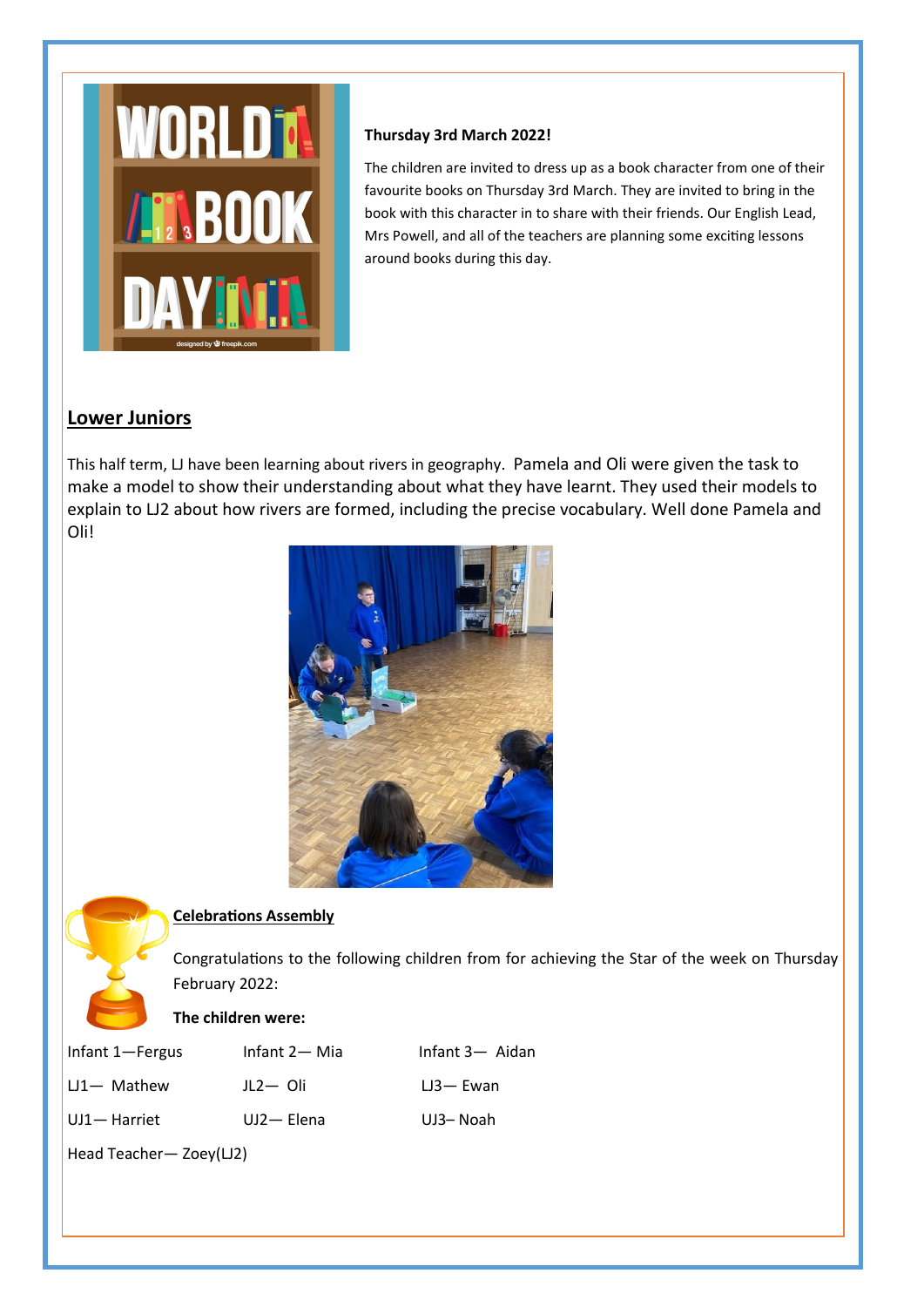**Thursday 3rd March 2022!**

The children are invited to dress up as a book character from one of their favourite books on Thursday 3rd March. They are invited to bring in the book with this character in to share with their friends. Our English Lead, Mrs Powell, and all of the teachers are planning some exciting lessons around books during this day.

## Lower Juniors

This half term, LJ have been learning about rivers in geography. Pamela and Oli were given the task to make a model to show their understanding about what they have learnt. They used their models to explain to LJ2 about how rivers are formed, including the precise vocabulary. Well done Pamela and Oli!

### Celebrations Assembly

Congratulations to the following children from for achieving the Star of the week on Thursday February 2022:

**The children were:**

| | | |
|---|---|---|
| Infant 1—Fergus | Infant 2— Mia | Infant 3— Aidan |
| LJ1— Mathew | JL2— Oli | LJ3— Ewan |
| UJ1— Harriet | UJ2— Elena | UJ3– Noah |

Head Teacher— Zoey(LJ2)